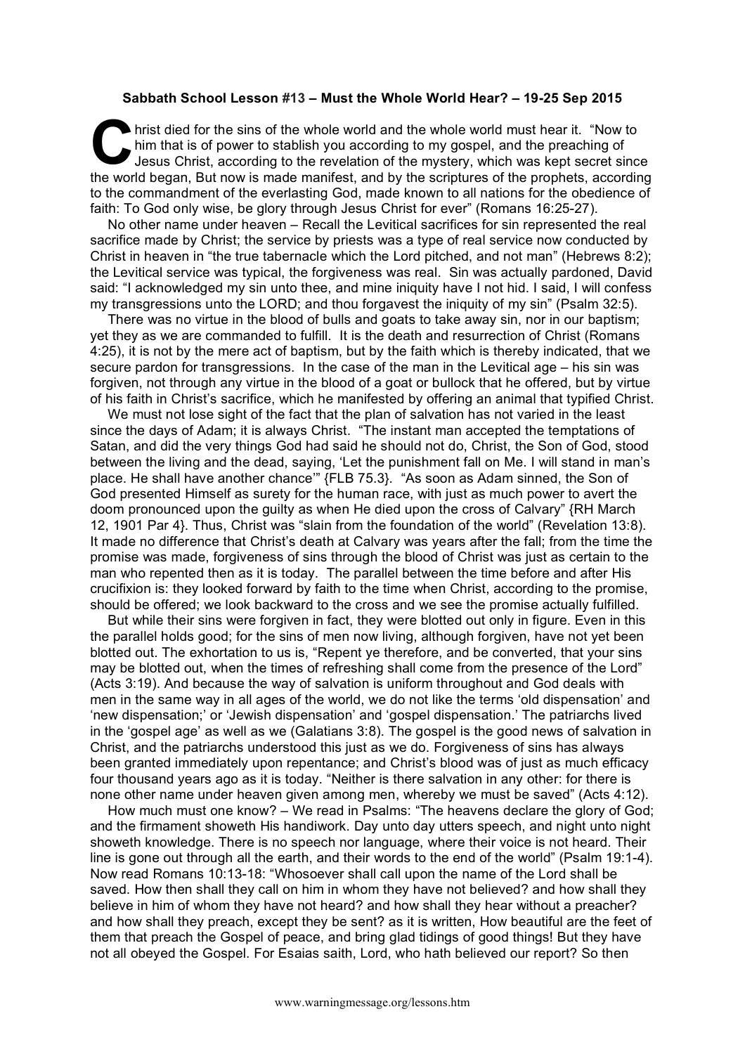**Sabbath School Lesson #13 – Must the Whole World Hear? – 19-25 Sep 2015**

Christ died for the sins of the whole world and the whole world must hear it. "Now to him that is of power to stablish you according to my gospel, and the preaching of Jesus Christ, according to the revelation of the mystery, which was kept secret since the world began, But now is made manifest, and by the scriptures of the prophets, according to the commandment of the everlasting God, made known to all nations for the obedience of faith: To God only wise, be glory through Jesus Christ for ever" (Romans 16:25-27).

No other name under heaven – Recall the Levitical sacrifices for sin represented the real sacrifice made by Christ; the service by priests was a type of real service now conducted by Christ in heaven in "the true tabernacle which the Lord pitched, and not man" (Hebrews 8:2); the Levitical service was typical, the forgiveness was real. Sin was actually pardoned, David said: "I acknowledged my sin unto thee, and mine iniquity have I not hid. I said, I will confess my transgressions unto the LORD; and thou forgavest the iniquity of my sin" (Psalm 32:5).

There was no virtue in the blood of bulls and goats to take away sin, nor in our baptism; yet they as we are commanded to fulfill. It is the death and resurrection of Christ (Romans 4:25), it is not by the mere act of baptism, but by the faith which is thereby indicated, that we secure pardon for transgressions. In the case of the man in the Levitical age – his sin was forgiven, not through any virtue in the blood of a goat or bullock that he offered, but by virtue of his faith in Christ's sacrifice, which he manifested by offering an animal that typified Christ.

We must not lose sight of the fact that the plan of salvation has not varied in the least since the days of Adam; it is always Christ. "The instant man accepted the temptations of Satan, and did the very things God had said he should not do, Christ, the Son of God, stood between the living and the dead, saying, 'Let the punishment fall on Me. I will stand in man's place. He shall have another chance'" {FLB 75.3}. "As soon as Adam sinned, the Son of God presented Himself as surety for the human race, with just as much power to avert the doom pronounced upon the guilty as when He died upon the cross of Calvary" {RH March 12, 1901 Par 4}. Thus, Christ was "slain from the foundation of the world" (Revelation 13:8). It made no difference that Christ's death at Calvary was years after the fall; from the time the promise was made, forgiveness of sins through the blood of Christ was just as certain to the man who repented then as it is today. The parallel between the time before and after His crucifixion is: they looked forward by faith to the time when Christ, according to the promise, should be offered; we look backward to the cross and we see the promise actually fulfilled.

But while their sins were forgiven in fact, they were blotted out only in figure. Even in this the parallel holds good; for the sins of men now living, although forgiven, have not yet been blotted out. The exhortation to us is, "Repent ye therefore, and be converted, that your sins may be blotted out, when the times of refreshing shall come from the presence of the Lord" (Acts 3:19). And because the way of salvation is uniform throughout and God deals with men in the same way in all ages of the world, we do not like the terms 'old dispensation' and 'new dispensation;' or 'Jewish dispensation' and 'gospel dispensation.' The patriarchs lived in the 'gospel age' as well as we (Galatians 3:8). The gospel is the good news of salvation in Christ, and the patriarchs understood this just as we do. Forgiveness of sins has always been granted immediately upon repentance; and Christ's blood was of just as much efficacy four thousand years ago as it is today. "Neither is there salvation in any other: for there is none other name under heaven given among men, whereby we must be saved" (Acts 4:12).

How much must one know? – We read in Psalms: "The heavens declare the glory of God; and the firmament showeth His handiwork. Day unto day utters speech, and night unto night showeth knowledge. There is no speech nor language, where their voice is not heard. Their line is gone out through all the earth, and their words to the end of the world" (Psalm 19:1-4). Now read Romans 10:13-18: "Whosoever shall call upon the name of the Lord shall be saved. How then shall they call on him in whom they have not believed? and how shall they believe in him of whom they have not heard? and how shall they hear without a preacher? and how shall they preach, except they be sent? as it is written, How beautiful are the feet of them that preach the Gospel of peace, and bring glad tidings of good things! But they have not all obeyed the Gospel. For Esaias saith, Lord, who hath believed our report? So then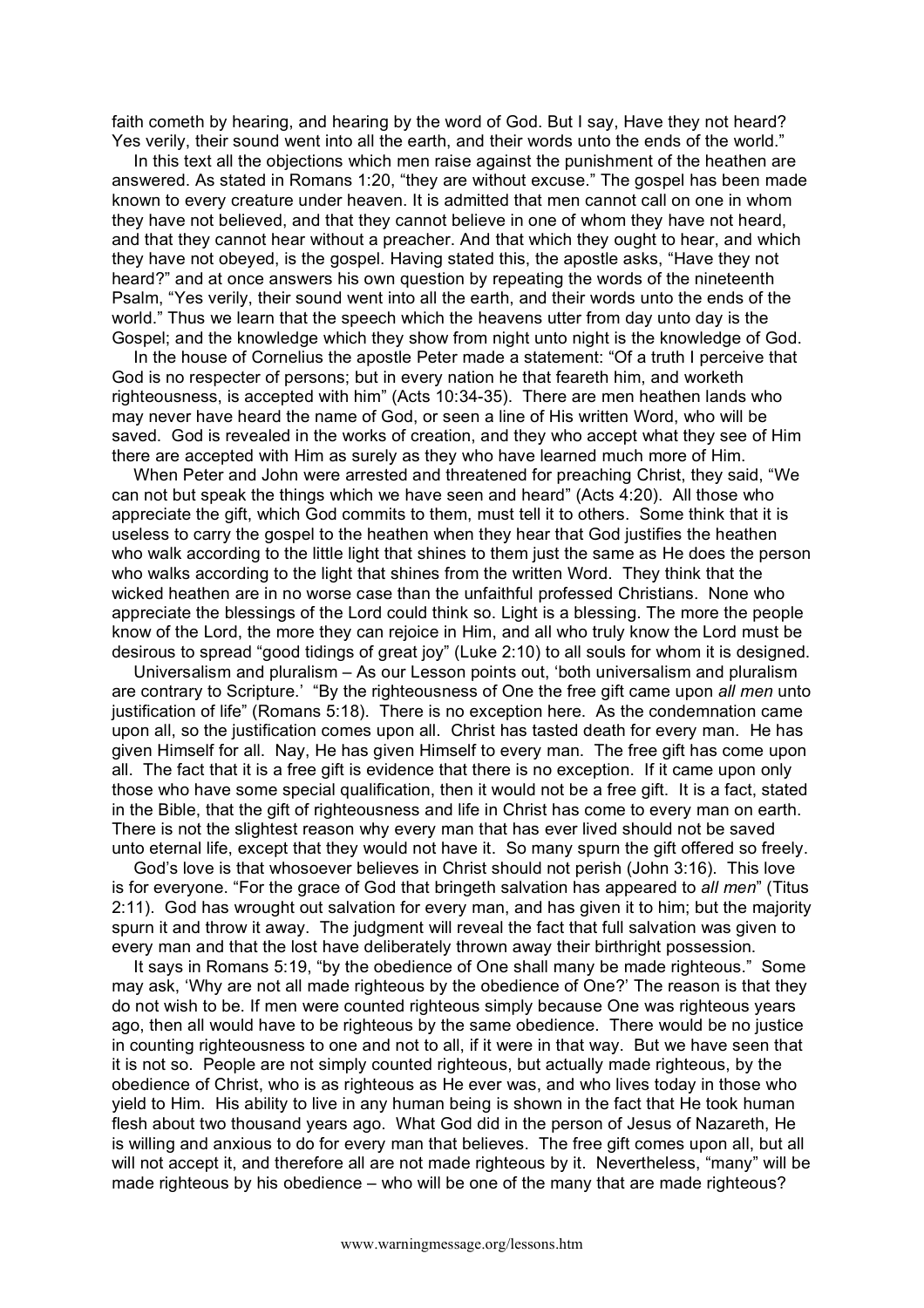faith cometh by hearing, and hearing by the word of God. But I say, Have they not heard? Yes verily, their sound went into all the earth, and their words unto the ends of the world."

In this text all the objections which men raise against the punishment of the heathen are answered. As stated in Romans 1:20, "they are without excuse." The gospel has been made known to every creature under heaven. It is admitted that men cannot call on one in whom they have not believed, and that they cannot believe in one of whom they have not heard, and that they cannot hear without a preacher. And that which they ought to hear, and which they have not obeyed, is the gospel. Having stated this, the apostle asks, "Have they not heard?" and at once answers his own question by repeating the words of the nineteenth Psalm, "Yes verily, their sound went into all the earth, and their words unto the ends of the world." Thus we learn that the speech which the heavens utter from day unto day is the Gospel; and the knowledge which they show from night unto night is the knowledge of God.

In the house of Cornelius the apostle Peter made a statement: "Of a truth I perceive that God is no respecter of persons; but in every nation he that feareth him, and worketh righteousness, is accepted with him" (Acts 10:34-35). There are men heathen lands who may never have heard the name of God, or seen a line of His written Word, who will be saved. God is revealed in the works of creation, and they who accept what they see of Him there are accepted with Him as surely as they who have learned much more of Him.

When Peter and John were arrested and threatened for preaching Christ, they said, "We can not but speak the things which we have seen and heard" (Acts 4:20). All those who appreciate the gift, which God commits to them, must tell it to others. Some think that it is useless to carry the gospel to the heathen when they hear that God justifies the heathen who walk according to the little light that shines to them just the same as He does the person who walks according to the light that shines from the written Word. They think that the wicked heathen are in no worse case than the unfaithful professed Christians. None who appreciate the blessings of the Lord could think so. Light is a blessing. The more the people know of the Lord, the more they can rejoice in Him, and all who truly know the Lord must be desirous to spread "good tidings of great joy" (Luke 2:10) to all souls for whom it is designed.

Universalism and pluralism – As our Lesson points out, 'both universalism and pluralism are contrary to Scripture.' "By the righteousness of One the free gift came upon *all men* unto justification of life" (Romans 5:18). There is no exception here. As the condemnation came upon all, so the justification comes upon all. Christ has tasted death for every man. He has given Himself for all. Nay, He has given Himself to every man. The free gift has come upon all. The fact that it is a free gift is evidence that there is no exception. If it came upon only those who have some special qualification, then it would not be a free gift. It is a fact, stated in the Bible, that the gift of righteousness and life in Christ has come to every man on earth. There is not the slightest reason why every man that has ever lived should not be saved unto eternal life, except that they would not have it. So many spurn the gift offered so freely.

God's love is that whosoever believes in Christ should not perish (John 3:16). This love is for everyone. "For the grace of God that bringeth salvation has appeared to *all men*" (Titus 2:11). God has wrought out salvation for every man, and has given it to him; but the majority spurn it and throw it away. The judgment will reveal the fact that full salvation was given to every man and that the lost have deliberately thrown away their birthright possession.

It says in Romans 5:19, "by the obedience of One shall many be made righteous." Some may ask, 'Why are not all made righteous by the obedience of One?' The reason is that they do not wish to be. If men were counted righteous simply because One was righteous years ago, then all would have to be righteous by the same obedience. There would be no justice in counting righteousness to one and not to all, if it were in that way. But we have seen that it is not so. People are not simply counted righteous, but actually made righteous, by the obedience of Christ, who is as righteous as He ever was, and who lives today in those who yield to Him. His ability to live in any human being is shown in the fact that He took human flesh about two thousand years ago. What God did in the person of Jesus of Nazareth, He is willing and anxious to do for every man that believes. The free gift comes upon all, but all will not accept it, and therefore all are not made righteous by it. Nevertheless, "many" will be made righteous by his obedience – who will be one of the many that are made righteous?

www.warningmessage.org/lessons.htm